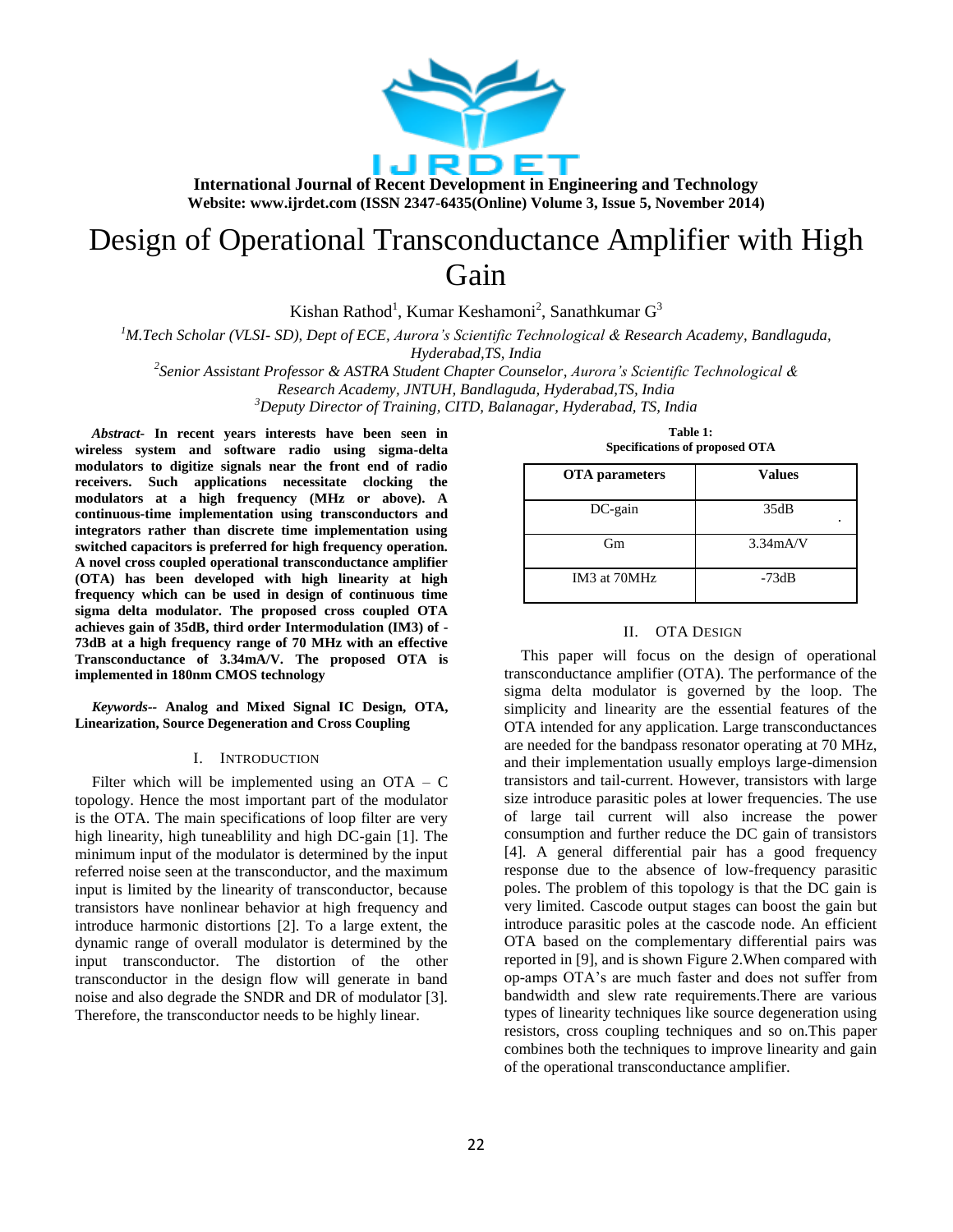# Design of Operational Transconductance Amplifier with High Gain

Kishan Rathod[1], Kumar Keshamoni[2], Sanathkumar G[3]

[1]*M.Tech Scholar (VLSI- SD), Dept of ECE, Aurora's Scientific Technological & Research Academy, Bandlaguda, Hyderabad,TS, India*

[2]*Senior Assistant Professor & ASTRA Student Chapter Counselor, Aurora's Scientific Technological & Research Academy, JNTUH, Bandlaguda, Hyderabad,TS, India*

[3]*Deputy Director of Training, CITD, Balanagar, Hyderabad, TS, India*

***Abstract-*** **In recent years interests have been seen in wireless system and software radio using sigma-delta modulators to digitize signals near the front end of radio receivers. Such applications necessitate clocking the modulators at a high frequency (MHz or above). A continuous-time implementation using transconductors and integrators rather than discrete time implementation using switched capacitors is preferred for high frequency operation. A novel cross coupled operational transconductance amplifier (OTA) has been developed with high linearity at high frequency which can be used in design of continuous time sigma delta modulator. The proposed cross coupled OTA achieves gain of 35dB, third order Intermodulation (IM3) of -73dB at a high frequency range of 70 MHz with an effective Transconductance of 3.34mA/V. The proposed OTA is implemented in 180nm CMOS technology**

***Keywords--*** **Analog and Mixed Signal IC Design, OTA, Linearization, Source Degeneration and Cross Coupling**

## I. INTRODUCTION

Filter which will be implemented using an OTA – C topology. Hence the most important part of the modulator is the OTA. The main specifications of loop filter are very high linearity, high tuneablility and high DC-gain [1]. The minimum input of the modulator is determined by the input referred noise seen at the transconductor, and the maximum input is limited by the linearity of transconductor, because transistors have nonlinear behavior at high frequency and introduce harmonic distortions [2]. To a large extent, the dynamic range of overall modulator is determined by the input transconductor. The distortion of the other transconductor in the design flow will generate in band noise and also degrade the SNDR and DR of modulator [3]. Therefore, the transconductor needs to be highly linear.

**Table 1: Specifications of proposed OTA**

| OTA parameters | Values |
|---|---|
| DC-gain | 35dB |
| Gm | 3.34mA/V |
| IM3 at 70MHz | -73dB |

## II. OTA DESIGN

This paper will focus on the design of operational transconductance amplifier (OTA). The performance of the sigma delta modulator is governed by the loop. The simplicity and linearity are the essential features of the OTA intended for any application. Large transconductances are needed for the bandpass resonator operating at 70 MHz, and their implementation usually employs large-dimension transistors and tail-current. However, transistors with large size introduce parasitic poles at lower frequencies. The use of large tail current will also increase the power consumption and further reduce the DC gain of transistors [4]. A general differential pair has a good frequency response due to the absence of low-frequency parasitic poles. The problem of this topology is that the DC gain is very limited. Cascode output stages can boost the gain but introduce parasitic poles at the cascode node. An efficient OTA based on the complementary differential pairs was reported in [9], and is shown Figure 2.When compared with op-amps OTA's are much faster and does not suffer from bandwidth and slew rate requirements.There are various types of linearity techniques like source degeneration using resistors, cross coupling techniques and so on.This paper combines both the techniques to improve linearity and gain of the operational transconductance amplifier.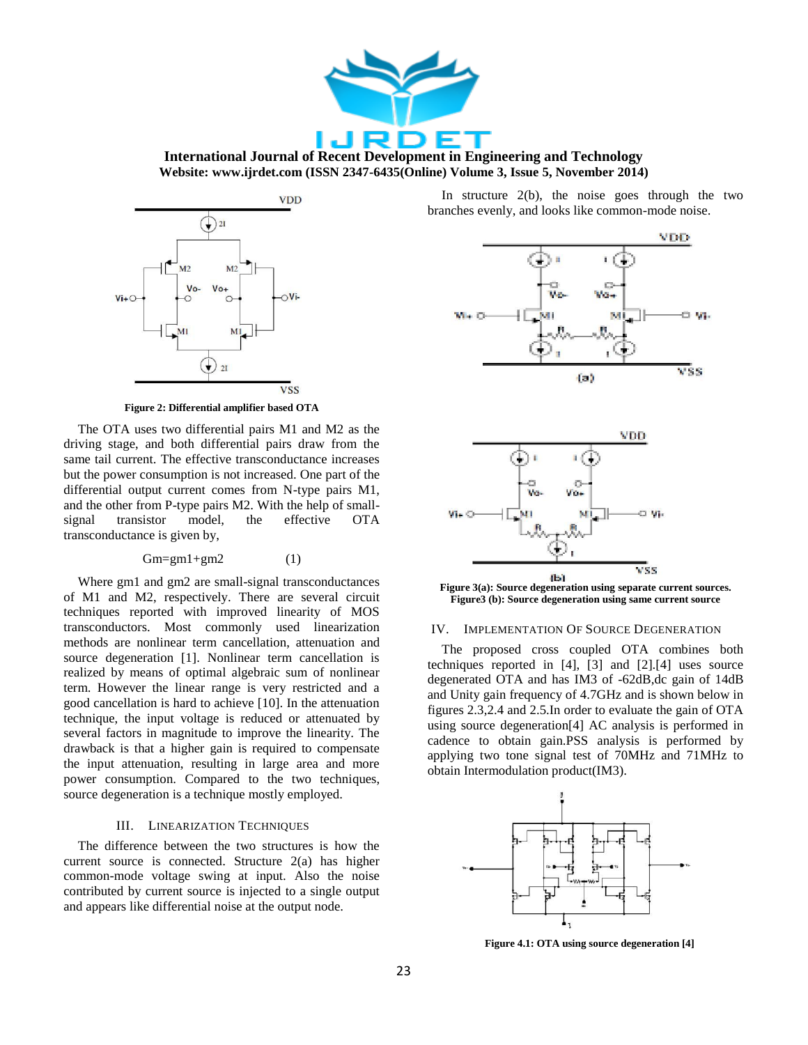Figure 2: Differential amplifier based OTA

The OTA uses two differential pairs M1 and M2 as the driving stage, and both differential pairs draw from the same tail current. The effective transconductance increases but the power consumption is not increased. One part of the differential output current comes from N-type pairs M1, and the other from P-type pairs M2. With the help of small-signal transistor model, the effective OTA transconductance is given by,

$$Gm=gm1+gm2 \qquad (1)$$

Where gm1 and gm2 are small-signal transconductances of M1 and M2, respectively. There are several circuit techniques reported with improved linearity of MOS transconductors. Most commonly used linearization methods are nonlinear term cancellation, attenuation and source degeneration [1]. Nonlinear term cancellation is realized by means of optimal algebraic sum of nonlinear term. However the linear range is very restricted and a good cancellation is hard to achieve [10]. In the attenuation technique, the input voltage is reduced or attenuated by several factors in magnitude to improve the linearity. The drawback is that a higher gain is required to compensate the input attenuation, resulting in large area and more power consumption. Compared to the two techniques, source degeneration is a technique mostly employed.

## III. Linearization Techniques

The difference between the two structures is how the current source is connected. Structure 2(a) has higher common-mode voltage swing at input. Also the noise contributed by current source is injected to a single output and appears like differential noise at the output node.

In structure 2(b), the noise goes through the two branches evenly, and looks like common-mode noise.

Figure 3(a): Source degeneration using separate current sources.
Figure3 (b): Source degeneration using same current source

## IV. Implementation Of Source Degeneration

The proposed cross coupled OTA combines both techniques reported in [4], [3] and [2].[4] uses source degenerated OTA and has IM3 of -62dB,dc gain of 14dB and Unity gain frequency of 4.7GHz and is shown below in figures 2.3,2.4 and 2.5.In order to evaluate the gain of OTA using source degeneration[4] AC analysis is performed in cadence to obtain gain.PSS analysis is performed by applying two tone signal test of 70MHz and 71MHz to obtain Intermodulation product(IM3).

Figure 4.1: OTA using source degeneration [4]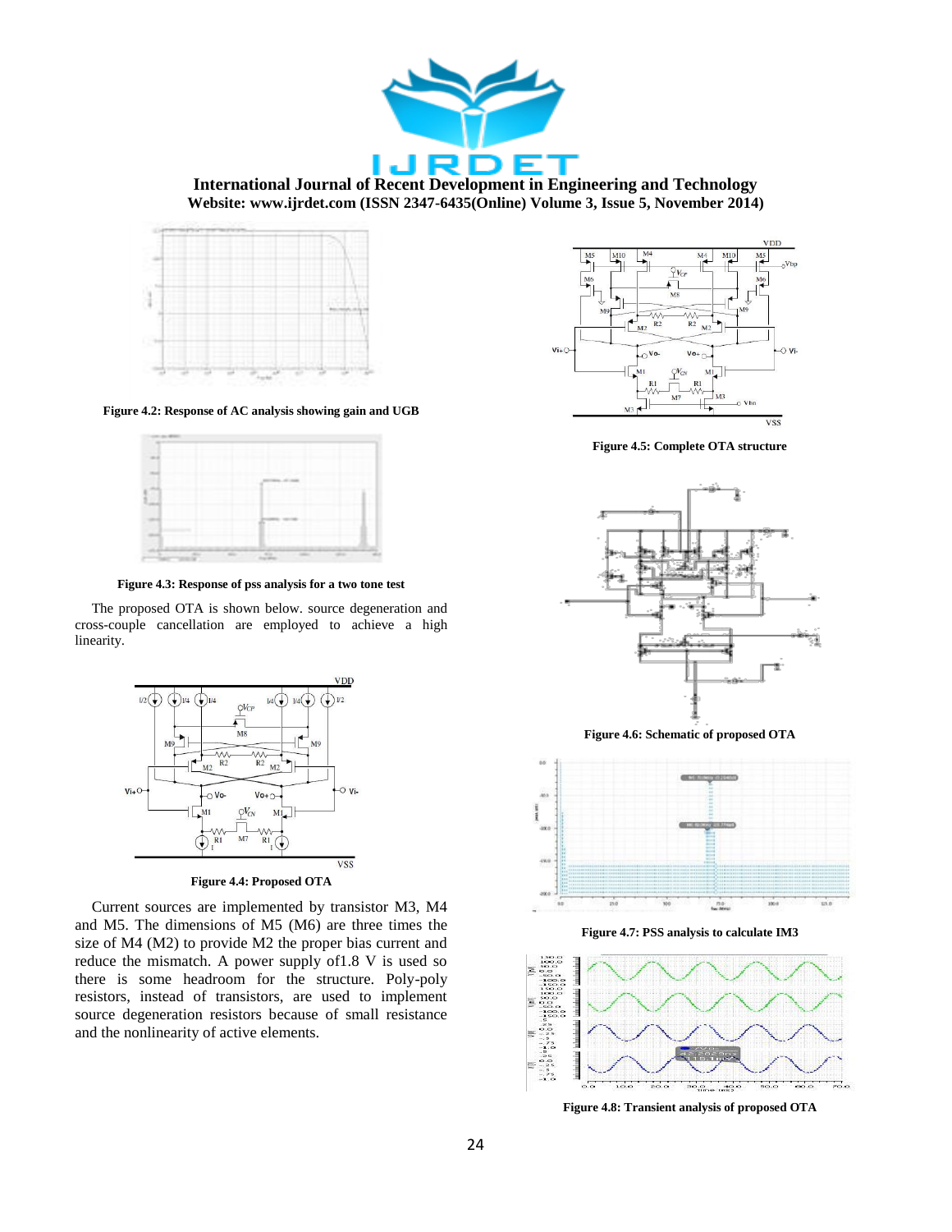Figure 4.2: Response of AC analysis showing gain and UGB

Figure 4.3: Response of pss analysis for a two tone test

The proposed OTA is shown below. source degeneration and cross-couple cancellation are employed to achieve a high linearity.

Figure 4.4: Proposed OTA

Current sources are implemented by transistor M3, M4 and M5. The dimensions of M5 (M6) are three times the size of M4 (M2) to provide M2 the proper bias current and reduce the mismatch. A power supply of1.8 V is used so there is some headroom for the structure. Poly-poly resistors, instead of transistors, are used to implement source degeneration resistors because of small resistance and the nonlinearity of active elements.

Figure 4.5: Complete OTA structure

Figure 4.6: Schematic of proposed OTA

Figure 4.7: PSS analysis to calculate IM3

Figure 4.8: Transient analysis of proposed OTA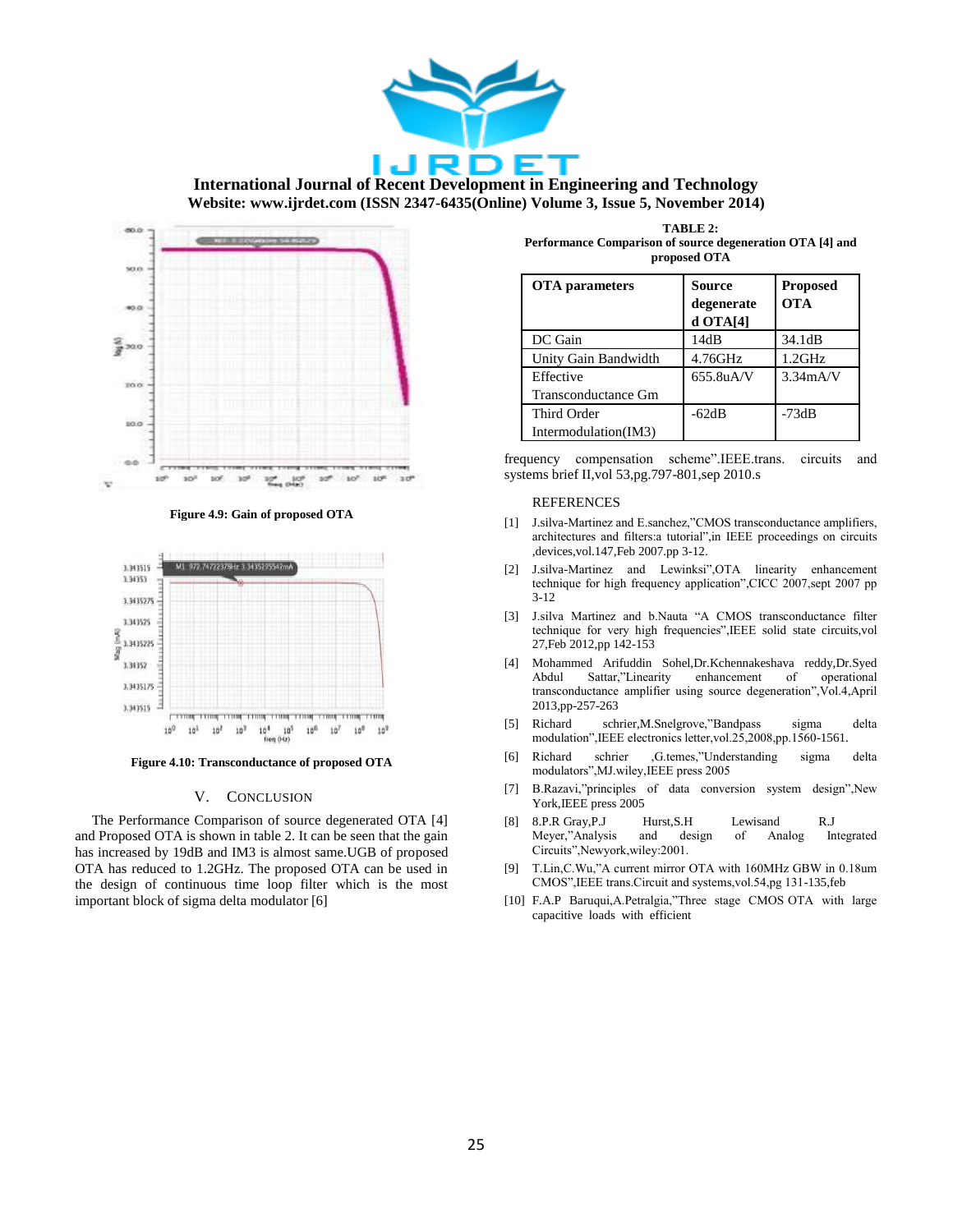Figure 4.9: Gain of proposed OTA

Figure 4.10: Transconductance of proposed OTA

## V. CONCLUSION

The Performance Comparison of source degenerated OTA [4] and Proposed OTA is shown in table 2. It can be seen that the gain has increased by 19dB and IM3 is almost same.UGB of proposed OTA has reduced to 1.2GHz. The proposed OTA can be used in the design of continuous time loop filter which is the most important block of sigma delta modulator [6]

**TABLE 2:**
**Performance Comparison of source degeneration OTA [4] and proposed OTA**

| OTA parameters | Source degenerated OTA[4] | Proposed OTA |
|---|---|---|
| DC Gain | 14dB | 34.1dB |
| Unity Gain Bandwidth | 4.76GHz | 1.2GHz |
| Effective Transconductance Gm | 655.8uA/V | 3.34mA/V |
| Third Order Intermodulation(IM3) | -62dB | -73dB |

frequency compensation scheme".IEEE.trans. circuits and systems brief II,vol 53,pg.797-801,sep 2010.s

REFERENCES

[1] J.silva-Martinez and E.sanchez,"CMOS transconductance amplifiers, architectures and filters:a tutorial",in IEEE proceedings on circuits ,devices,vol.147,Feb 2007.pp 3-12.

[2] J.silva-Martinez and Lewinksi",OTA linearity enhancement technique for high frequency application",CICC 2007,sept 2007 pp 3-12

[3] J.silva Martinez and b.Nauta "A CMOS transconductance filter technique for very high frequencies",IEEE solid state circuits,vol 27,Feb 2012,pp 142-153

[4] Mohammed Arifuddin Sohel,Dr.Kchennakeshava reddy,Dr.Syed Abdul Sattar,"Linearity enhancement of operational transconductance amplifier using source degeneration",Vol.4,April 2013,pp-257-263

[5] Richard schrier,M.Snelgrove,"Bandpass sigma delta modulation",IEEE electronics letter,vol.25,2008,pp.1560-1561.

[6] Richard schrier ,G.temes,"Understanding sigma delta modulators",MJ.wiley,IEEE press 2005

[7] B.Razavi,"principles of data conversion system design",New York,IEEE press 2005

[8] 8.P.R Gray,P.J Hurst,S.H Lewisand R.J Meyer,"Analysis and design of Analog Integrated Circuits",Newyork,wiley:2001.

[9] T.Lin,C.Wu,"A current mirror OTA with 160MHz GBW in 0.18um CMOS",IEEE trans.Circuit and systems,vol.54,pg 131-135,feb

[10] F.A.P Baruqui,A.Petralgia,"Three stage CMOS OTA with large capacitive loads with efficient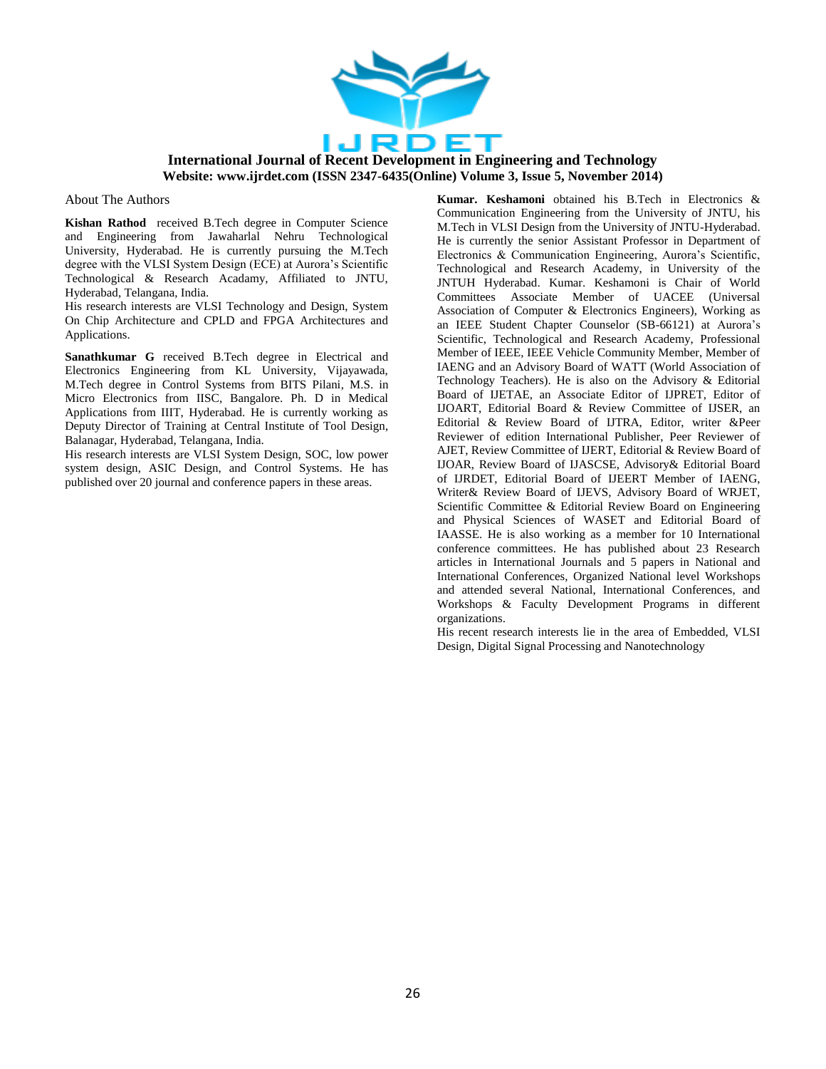About The Authors

**Kishan Rathod** received B.Tech degree in Computer Science and Engineering from Jawaharlal Nehru Technological University, Hyderabad. He is currently pursuing the M.Tech degree with the VLSI System Design (ECE) at Aurora's Scientific Technological & Research Acadamy, Affiliated to JNTU, Hyderabad, Telangana, India.

His research interests are VLSI Technology and Design, System On Chip Architecture and CPLD and FPGA Architectures and Applications.

**Sanathkumar G** received B.Tech degree in Electrical and Electronics Engineering from KL University, Vijayawada, M.Tech degree in Control Systems from BITS Pilani, M.S. in Micro Electronics from IISC, Bangalore. Ph. D in Medical Applications from IIIT, Hyderabad. He is currently working as Deputy Director of Training at Central Institute of Tool Design, Balanagar, Hyderabad, Telangana, India.

His research interests are VLSI System Design, SOC, low power system design, ASIC Design, and Control Systems. He has published over 20 journal and conference papers in these areas.

**Kumar. Keshamoni** obtained his B.Tech in Electronics & Communication Engineering from the University of JNTU, his M.Tech in VLSI Design from the University of JNTU-Hyderabad. He is currently the senior Assistant Professor in Department of Electronics & Communication Engineering, Aurora's Scientific, Technological and Research Academy, in University of the JNTUH Hyderabad. Kumar. Keshamoni is Chair of World Committees Associate Member of UACEE (Universal Association of Computer & Electronics Engineers), Working as an IEEE Student Chapter Counselor (SB-66121) at Aurora's Scientific, Technological and Research Academy, Professional Member of IEEE, IEEE Vehicle Community Member, Member of IAENG and an Advisory Board of WATT (World Association of Technology Teachers). He is also on the Advisory & Editorial Board of IJETAE, an Associate Editor of IJPRET, Editor of IJOART, Editorial Board & Review Committee of IJSER, an Editorial & Review Board of IJTRA, Editor, writer &Peer Reviewer of edition International Publisher, Peer Reviewer of AJET, Review Committee of IJERT, Editorial & Review Board of IJOAR, Review Board of IJASCSE, Advisory& Editorial Board of IJRDET, Editorial Board of IJEERT Member of IAENG, Writer& Review Board of IJEVS, Advisory Board of WRJET, Scientific Committee & Editorial Review Board on Engineering and Physical Sciences of WASET and Editorial Board of IAASSE. He is also working as a member for 10 International conference committees. He has published about 23 Research articles in International Journals and 5 papers in National and International Conferences, Organized National level Workshops and attended several National, International Conferences, and Workshops & Faculty Development Programs in different organizations.

His recent research interests lie in the area of Embedded, VLSI Design, Digital Signal Processing and Nanotechnology